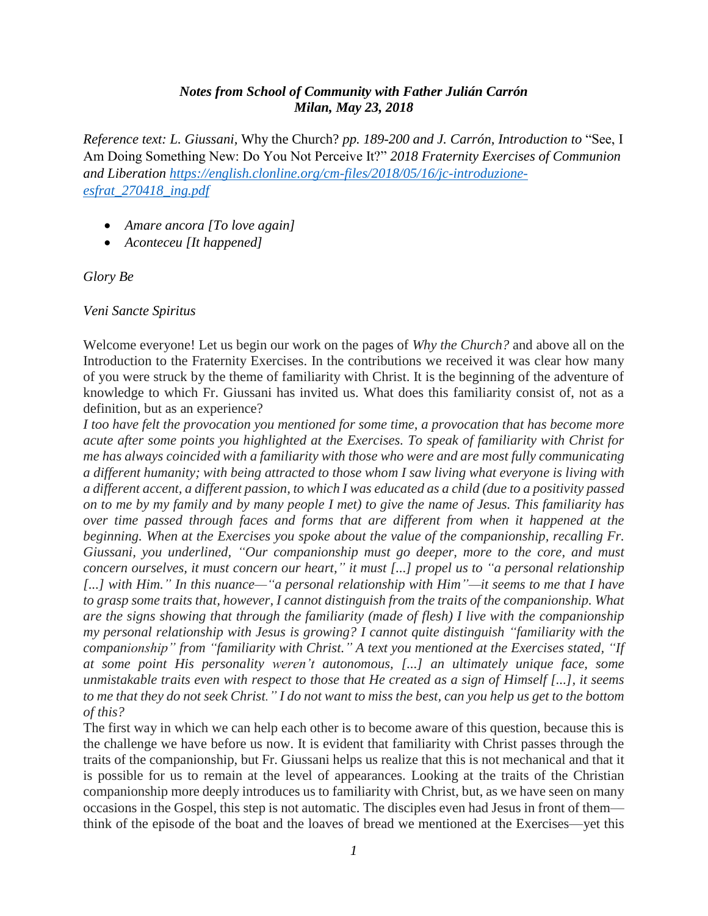***Notes from School of Community with Father Julián Carrón***
***Milan, May 23, 2018***

*Reference text: L. Giussani,* Why the Church? *pp. 189-200 and J. Carrón, Introduction to* “See, I Am Doing Something New: Do You Not Perceive It?” *2018 Fraternity Exercises of Communion and Liberation https://english.clonline.org/cm-files/2018/05/16/jc-introduzione-esfrat_270418_ing.pdf*

- *Amare ancora [To love again]*
- *Aconteceu [It happened]*

*Glory Be*

*Veni Sancte Spiritus*

Welcome everyone! Let us begin our work on the pages of *Why the Church?* and above all on the Introduction to the Fraternity Exercises. In the contributions we received it was clear how many of you were struck by the theme of familiarity with Christ. It is the beginning of the adventure of knowledge to which Fr. Giussani has invited us. What does this familiarity consist of, not as a definition, but as an experience?

*I too have felt the provocation you mentioned for some time, a provocation that has become more acute after some points you highlighted at the Exercises. To speak of familiarity with Christ for me has always coincided with a familiarity with those who were and are most fully communicating a different humanity; with being attracted to those whom I saw living what everyone is living with a different accent, a different passion, to which I was educated as a child (due to a positivity passed on to me by my family and by many people I met) to give the name of Jesus. This familiarity has over time passed through faces and forms that are different from when it happened at the beginning. When at the Exercises you spoke about the value of the companionship, recalling Fr. Giussani, you underlined, “Our companionship must go deeper, more to the core, and must concern ourselves, it must concern our heart,” it must [...] propel us to “a personal relationship [...] with Him.” In this nuance—“a personal relationship with Him”—it seems to me that I have to grasp some traits that, however, I cannot distinguish from the traits of the companionship. What are the signs showing that through the familiarity (made of flesh) I live with the companionship my personal relationship with Jesus is growing? I cannot quite distinguish “familiarity with the companionship” from “familiarity with Christ.” A text you mentioned at the Exercises stated, “If at some point His personality weren’t autonomous, [...] an ultimately unique face, some unmistakable traits even with respect to those that He created as a sign of Himself [...], it seems to me that they do not seek Christ.” I do not want to miss the best, can you help us get to the bottom of this?*

The first way in which we can help each other is to become aware of this question, because this is the challenge we have before us now. It is evident that familiarity with Christ passes through the traits of the companionship, but Fr. Giussani helps us realize that this is not mechanical and that it is possible for us to remain at the level of appearances. Looking at the traits of the Christian companionship more deeply introduces us to familiarity with Christ, but, as we have seen on many occasions in the Gospel, this step is not automatic. The disciples even had Jesus in front of them—think of the episode of the boat and the loaves of bread we mentioned at the Exercises—yet this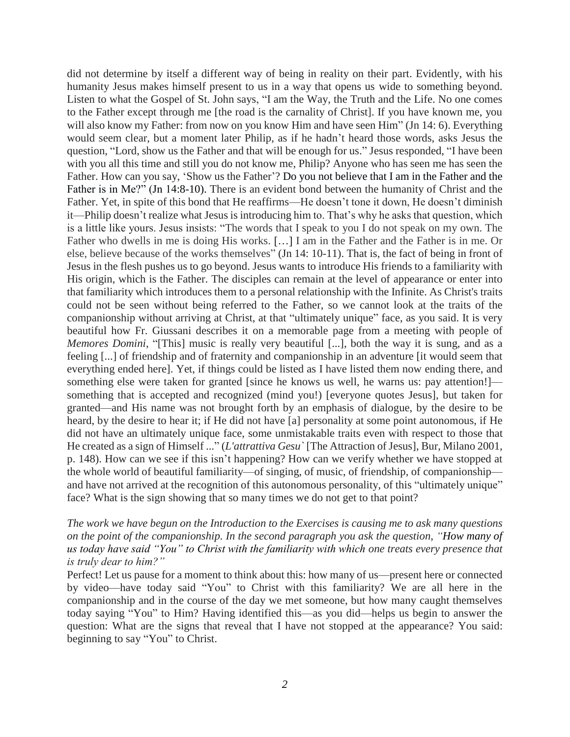did not determine by itself a different way of being in reality on their part. Evidently, with his humanity Jesus makes himself present to us in a way that opens us wide to something beyond. Listen to what the Gospel of St. John says, "I am the Way, the Truth and the Life. No one comes to the Father except through me [the road is the carnality of Christ]. If you have known me, you will also know my Father: from now on you know Him and have seen Him" (Jn 14: 6). Everything would seem clear, but a moment later Philip, as if he hadn't heard those words, asks Jesus the question, "Lord, show us the Father and that will be enough for us." Jesus responded, "I have been with you all this time and still you do not know me, Philip? Anyone who has seen me has seen the Father. How can you say, 'Show us the Father'? Do you not believe that I am in the Father and the Father is in Me?" (Jn 14:8-10). There is an evident bond between the humanity of Christ and the Father. Yet, in spite of this bond that He reaffirms—He doesn't tone it down, He doesn't diminish it—Philip doesn't realize what Jesus is introducing him to. That's why he asks that question, which is a little like yours. Jesus insists: "The words that I speak to you I do not speak on my own. The Father who dwells in me is doing His works. […] I am in the Father and the Father is in me. Or else, believe because of the works themselves" (Jn 14: 10-11). That is, the fact of being in front of Jesus in the flesh pushes us to go beyond. Jesus wants to introduce His friends to a familiarity with His origin, which is the Father. The disciples can remain at the level of appearance or enter into that familiarity which introduces them to a personal relationship with the Infinite. As Christ's traits could not be seen without being referred to the Father, so we cannot look at the traits of the companionship without arriving at Christ, at that "ultimately unique" face, as you said. It is very beautiful how Fr. Giussani describes it on a memorable page from a meeting with people of *Memores Domini*, "[This] music is really very beautiful [...], both the way it is sung, and as a feeling [...] of friendship and of fraternity and companionship in an adventure [it would seem that everything ended here]. Yet, if things could be listed as I have listed them now ending there, and something else were taken for granted [since he knows us well, he warns us: pay attention!]—something that is accepted and recognized (mind you!) [everyone quotes Jesus], but taken for granted—and His name was not brought forth by an emphasis of dialogue, by the desire to be heard, by the desire to hear it; if He did not have [a] personality at some point autonomous, if He did not have an ultimately unique face, some unmistakable traits even with respect to those that He created as a sign of Himself ..." (*L'attrattiva Gesu`* [The Attraction of Jesus], Bur, Milano 2001, p. 148). How can we see if this isn't happening? How can we verify whether we have stopped at the whole world of beautiful familiarity—of singing, of music, of friendship, of companionship—and have not arrived at the recognition of this autonomous personality, of this "ultimately unique" face? What is the sign showing that so many times we do not get to that point?

*The work we have begun on the Introduction to the Exercises is causing me to ask many questions on the point of the companionship. In the second paragraph you ask the question, "How many of us today have said "You" to Christ with the familiarity with which one treats every presence that is truly dear to him?"*

Perfect! Let us pause for a moment to think about this: how many of us—present here or connected by video—have today said "You" to Christ with this familiarity? We are all here in the companionship and in the course of the day we met someone, but how many caught themselves today saying "You" to Him? Having identified this—as you did—helps us begin to answer the question: What are the signs that reveal that I have not stopped at the appearance? You said: beginning to say "You" to Christ.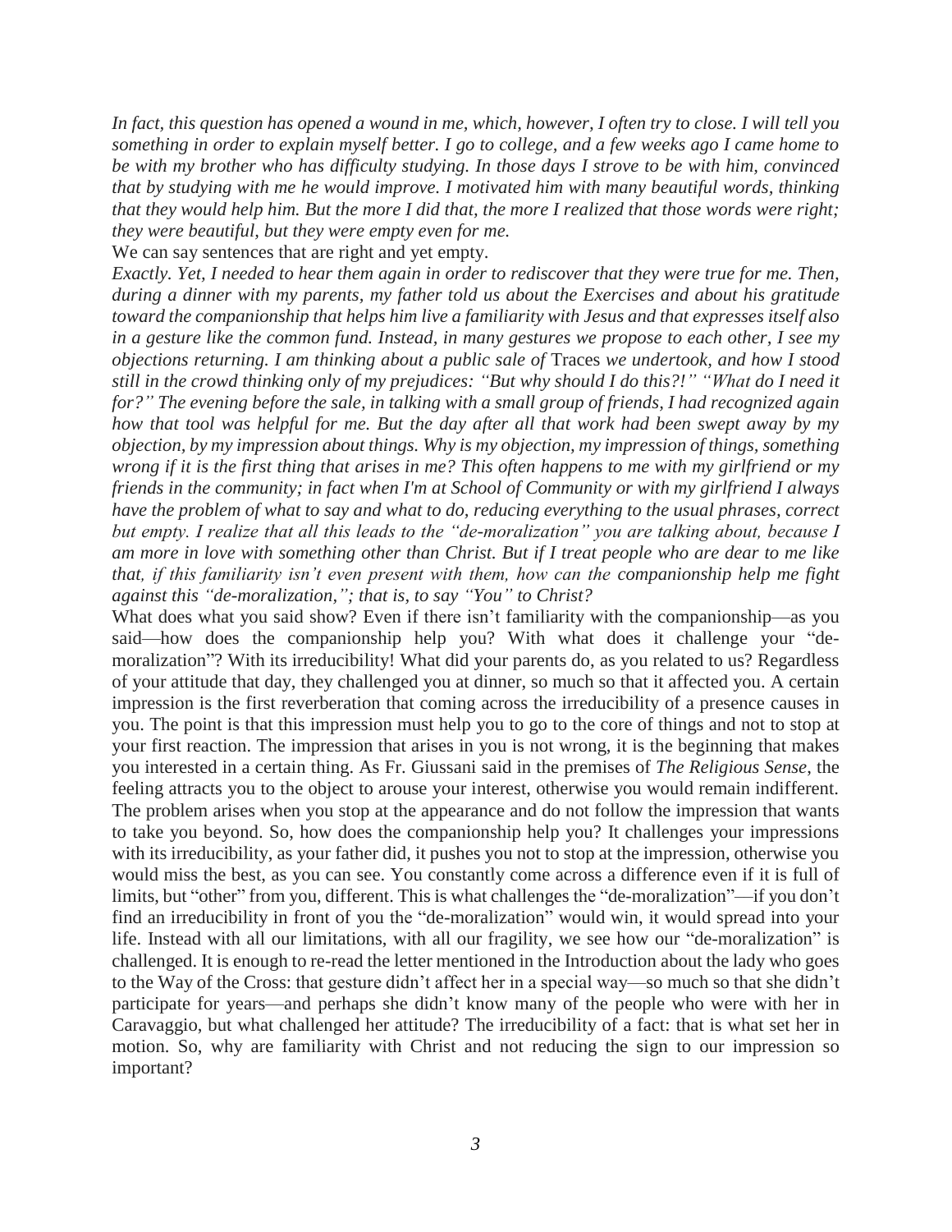*In fact, this question has opened a wound in me, which, however, I often try to close. I will tell you something in order to explain myself better. I go to college, and a few weeks ago I came home to be with my brother who has difficulty studying. In those days I strove to be with him, convinced that by studying with me he would improve. I motivated him with many beautiful words, thinking that they would help him. But the more I did that, the more I realized that those words were right; they were beautiful, but they were empty even for me.*

We can say sentences that are right and yet empty.

*Exactly. Yet, I needed to hear them again in order to rediscover that they were true for me. Then, during a dinner with my parents, my father told us about the Exercises and about his gratitude toward the companionship that helps him live a familiarity with Jesus and that expresses itself also in a gesture like the common fund. Instead, in many gestures we propose to each other, I see my objections returning. I am thinking about a public sale of* Traces *we undertook, and how I stood still in the crowd thinking only of my prejudices: "But why should I do this?!" "What do I need it for?" The evening before the sale, in talking with a small group of friends, I had recognized again how that tool was helpful for me. But the day after all that work had been swept away by my objection, by my impression about things. Why is my objection, my impression of things, something wrong if it is the first thing that arises in me? This often happens to me with my girlfriend or my friends in the community; in fact when I'm at School of Community or with my girlfriend I always have the problem of what to say and what to do, reducing everything to the usual phrases, correct but empty. I realize that all this leads to the "de-moralization" you are talking about, because I am more in love with something other than Christ. But if I treat people who are dear to me like that, if this familiarity isn't even present with them, how can the companionship help me fight against this "de-moralization,"; that is, to say "You" to Christ?*

What does what you said show? Even if there isn't familiarity with the companionship—as you said—how does the companionship help you? With what does it challenge your "de-moralization"? With its irreducibility! What did your parents do, as you related to us? Regardless of your attitude that day, they challenged you at dinner, so much so that it affected you. A certain impression is the first reverberation that coming across the irreducibility of a presence causes in you. The point is that this impression must help you to go to the core of things and not to stop at your first reaction. The impression that arises in you is not wrong, it is the beginning that makes you interested in a certain thing. As Fr. Giussani said in the premises of *The Religious Sense*, the feeling attracts you to the object to arouse your interest, otherwise you would remain indifferent. The problem arises when you stop at the appearance and do not follow the impression that wants to take you beyond. So, how does the companionship help you? It challenges your impressions with its irreducibility, as your father did, it pushes you not to stop at the impression, otherwise you would miss the best, as you can see. You constantly come across a difference even if it is full of limits, but "other" from you, different. This is what challenges the "de-moralization"—if you don't find an irreducibility in front of you the "de-moralization" would win, it would spread into your life. Instead with all our limitations, with all our fragility, we see how our "de-moralization" is challenged. It is enough to re-read the letter mentioned in the Introduction about the lady who goes to the Way of the Cross: that gesture didn't affect her in a special way—so much so that she didn't participate for years—and perhaps she didn't know many of the people who were with her in Caravaggio, but what challenged her attitude? The irreducibility of a fact: that is what set her in motion. So, why are familiarity with Christ and not reducing the sign to our impression so important?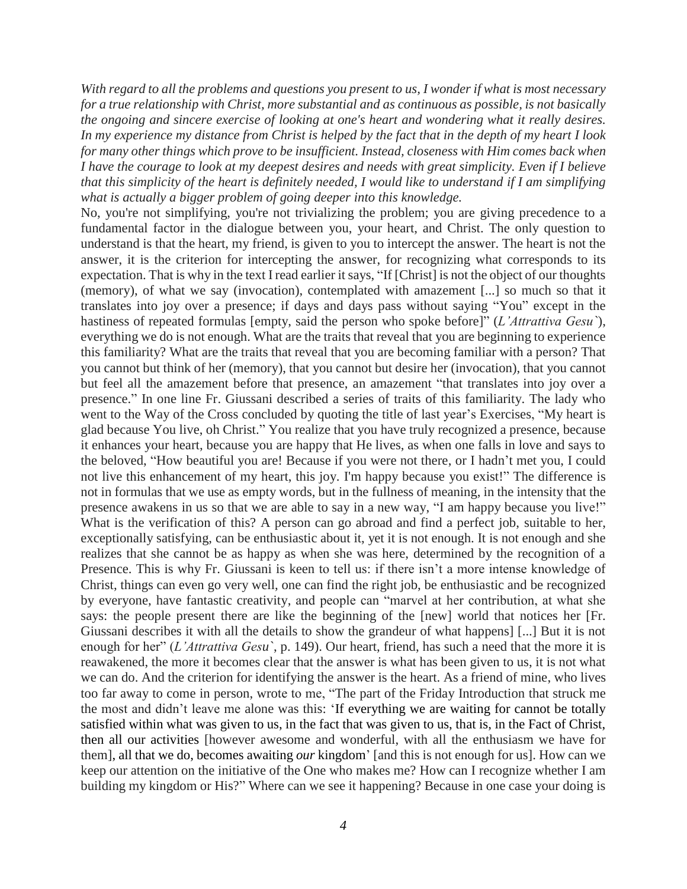*With regard to all the problems and questions you present to us, I wonder if what is most necessary for a true relationship with Christ, more substantial and as continuous as possible, is not basically the ongoing and sincere exercise of looking at one's heart and wondering what it really desires. In my experience my distance from Christ is helped by the fact that in the depth of my heart I look for many other things which prove to be insufficient. Instead, closeness with Him comes back when I have the courage to look at my deepest desires and needs with great simplicity. Even if I believe that this simplicity of the heart is definitely needed, I would like to understand if I am simplifying what is actually a bigger problem of going deeper into this knowledge.*

No, you're not simplifying, you're not trivializing the problem; you are giving precedence to a fundamental factor in the dialogue between you, your heart, and Christ. The only question to understand is that the heart, my friend, is given to you to intercept the answer. The heart is not the answer, it is the criterion for intercepting the answer, for recognizing what corresponds to its expectation. That is why in the text I read earlier it says, "If [Christ] is not the object of our thoughts (memory), of what we say (invocation), contemplated with amazement [...] so much so that it translates into joy over a presence; if days and days pass without saying "You" except in the hastiness of repeated formulas [empty, said the person who spoke before]" (*L'Attrattiva Gesu`*), everything we do is not enough. What are the traits that reveal that you are beginning to experience this familiarity? What are the traits that reveal that you are becoming familiar with a person? That you cannot but think of her (memory), that you cannot but desire her (invocation), that you cannot but feel all the amazement before that presence, an amazement "that translates into joy over a presence." In one line Fr. Giussani described a series of traits of this familiarity. The lady who went to the Way of the Cross concluded by quoting the title of last year's Exercises, "My heart is glad because You live, oh Christ." You realize that you have truly recognized a presence, because it enhances your heart, because you are happy that He lives, as when one falls in love and says to the beloved, "How beautiful you are! Because if you were not there, or I hadn't met you, I could not live this enhancement of my heart, this joy. I'm happy because you exist!" The difference is not in formulas that we use as empty words, but in the fullness of meaning, in the intensity that the presence awakens in us so that we are able to say in a new way, "I am happy because you live!" What is the verification of this? A person can go abroad and find a perfect job, suitable to her, exceptionally satisfying, can be enthusiastic about it, yet it is not enough. It is not enough and she realizes that she cannot be as happy as when she was here, determined by the recognition of a Presence. This is why Fr. Giussani is keen to tell us: if there isn't a more intense knowledge of Christ, things can even go very well, one can find the right job, be enthusiastic and be recognized by everyone, have fantastic creativity, and people can "marvel at her contribution, at what she says: the people present there are like the beginning of the [new] world that notices her [Fr. Giussani describes it with all the details to show the grandeur of what happens] [...] But it is not enough for her" (*L'Attrattiva Gesu`*, p. 149). Our heart, friend, has such a need that the more it is reawakened, the more it becomes clear that the answer is what has been given to us, it is not what we can do. And the criterion for identifying the answer is the heart. As a friend of mine, who lives too far away to come in person, wrote to me, "The part of the Friday Introduction that struck me the most and didn't leave me alone was this: 'If everything we are waiting for cannot be totally satisfied within what was given to us, in the fact that was given to us, that is, in the Fact of Christ, then all our activities [however awesome and wonderful, with all the enthusiasm we have for them], all that we do, becomes awaiting *our* kingdom' [and this is not enough for us]. How can we keep our attention on the initiative of the One who makes me? How can I recognize whether I am building my kingdom or His?" Where can we see it happening? Because in one case your doing is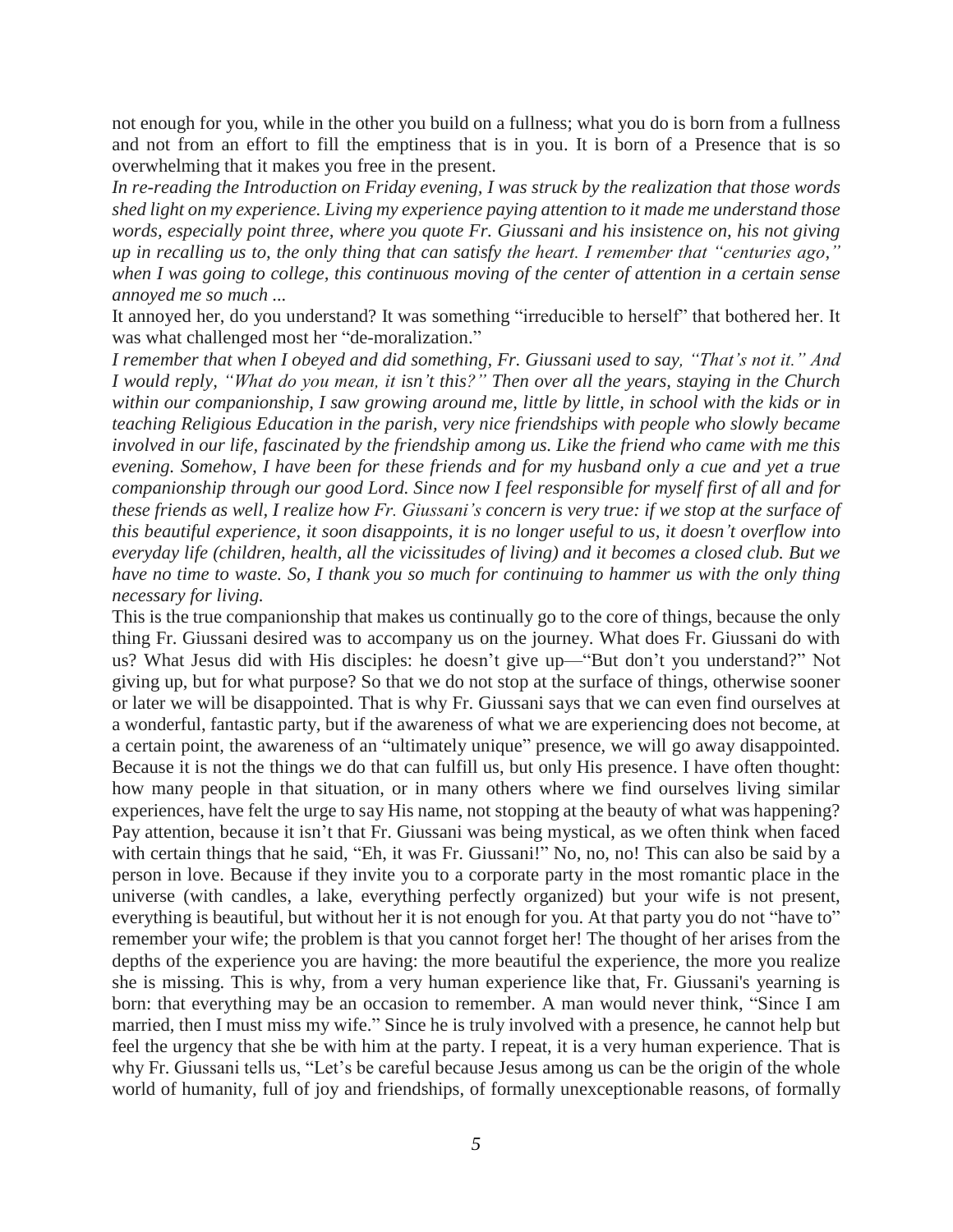not enough for you, while in the other you build on a fullness; what you do is born from a fullness and not from an effort to fill the emptiness that is in you. It is born of a Presence that is so overwhelming that it makes you free in the present.

*In re-reading the Introduction on Friday evening, I was struck by the realization that those words shed light on my experience. Living my experience paying attention to it made me understand those words, especially point three, where you quote Fr. Giussani and his insistence on, his not giving up in recalling us to, the only thing that can satisfy the heart. I remember that "centuries ago," when I was going to college, this continuous moving of the center of attention in a certain sense annoyed me so much ...*

It annoyed her, do you understand? It was something "irreducible to herself" that bothered her. It was what challenged most her "de-moralization."

*I remember that when I obeyed and did something, Fr. Giussani used to say, "That's not it." And I would reply, "What do you mean, it isn't this?" Then over all the years, staying in the Church within our companionship, I saw growing around me, little by little, in school with the kids or in teaching Religious Education in the parish, very nice friendships with people who slowly became involved in our life, fascinated by the friendship among us. Like the friend who came with me this evening. Somehow, I have been for these friends and for my husband only a cue and yet a true companionship through our good Lord. Since now I feel responsible for myself first of all and for these friends as well, I realize how Fr. Giussani's concern is very true: if we stop at the surface of this beautiful experience, it soon disappoints, it is no longer useful to us, it doesn't overflow into everyday life (children, health, all the vicissitudes of living) and it becomes a closed club. But we have no time to waste. So, I thank you so much for continuing to hammer us with the only thing necessary for living.*

This is the true companionship that makes us continually go to the core of things, because the only thing Fr. Giussani desired was to accompany us on the journey. What does Fr. Giussani do with us? What Jesus did with His disciples: he doesn't give up—"But don't you understand?" Not giving up, but for what purpose? So that we do not stop at the surface of things, otherwise sooner or later we will be disappointed. That is why Fr. Giussani says that we can even find ourselves at a wonderful, fantastic party, but if the awareness of what we are experiencing does not become, at a certain point, the awareness of an "ultimately unique" presence, we will go away disappointed. Because it is not the things we do that can fulfill us, but only His presence. I have often thought: how many people in that situation, or in many others where we find ourselves living similar experiences, have felt the urge to say His name, not stopping at the beauty of what was happening? Pay attention, because it isn't that Fr. Giussani was being mystical, as we often think when faced with certain things that he said, "Eh, it was Fr. Giussani!" No, no, no! This can also be said by a person in love. Because if they invite you to a corporate party in the most romantic place in the universe (with candles, a lake, everything perfectly organized) but your wife is not present, everything is beautiful, but without her it is not enough for you. At that party you do not "have to" remember your wife; the problem is that you cannot forget her! The thought of her arises from the depths of the experience you are having: the more beautiful the experience, the more you realize she is missing. This is why, from a very human experience like that, Fr. Giussani's yearning is born: that everything may be an occasion to remember. A man would never think, "Since I am married, then I must miss my wife." Since he is truly involved with a presence, he cannot help but feel the urgency that she be with him at the party. I repeat, it is a very human experience. That is why Fr. Giussani tells us, "Let's be careful because Jesus among us can be the origin of the whole world of humanity, full of joy and friendships, of formally unexceptionable reasons, of formally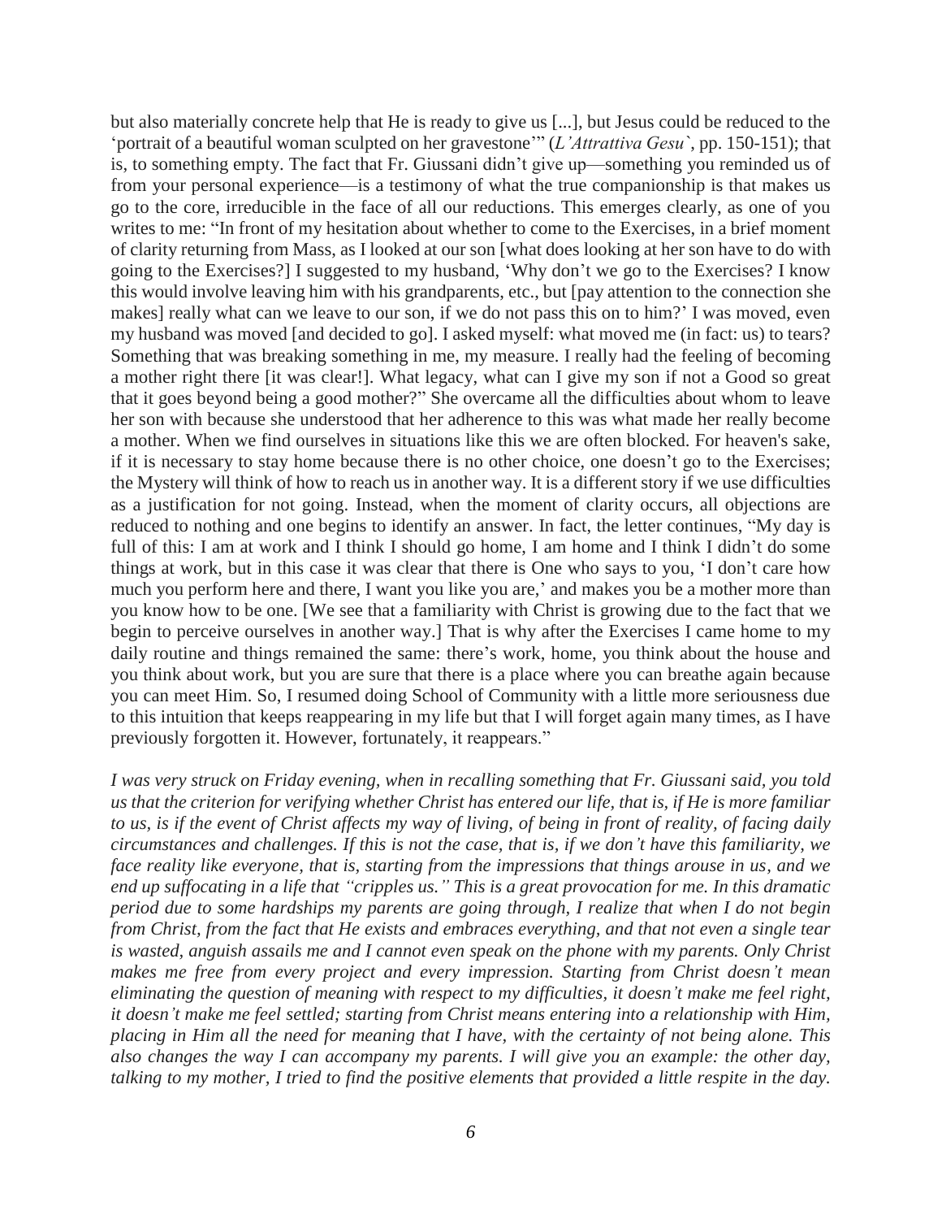but also materially concrete help that He is ready to give us [...], but Jesus could be reduced to the 'portrait of a beautiful woman sculpted on her gravestone'" (*L'Attrattiva Gesu`*, pp. 150-151); that is, to something empty. The fact that Fr. Giussani didn't give up—something you reminded us of from your personal experience—is a testimony of what the true companionship is that makes us go to the core, irreducible in the face of all our reductions. This emerges clearly, as one of you writes to me: "In front of my hesitation about whether to come to the Exercises, in a brief moment of clarity returning from Mass, as I looked at our son [what does looking at her son have to do with going to the Exercises?] I suggested to my husband, 'Why don't we go to the Exercises? I know this would involve leaving him with his grandparents, etc., but [pay attention to the connection she makes] really what can we leave to our son, if we do not pass this on to him?' I was moved, even my husband was moved [and decided to go]. I asked myself: what moved me (in fact: us) to tears? Something that was breaking something in me, my measure. I really had the feeling of becoming a mother right there [it was clear!]. What legacy, what can I give my son if not a Good so great that it goes beyond being a good mother?" She overcame all the difficulties about whom to leave her son with because she understood that her adherence to this was what made her really become a mother. When we find ourselves in situations like this we are often blocked. For heaven's sake, if it is necessary to stay home because there is no other choice, one doesn't go to the Exercises; the Mystery will think of how to reach us in another way. It is a different story if we use difficulties as a justification for not going. Instead, when the moment of clarity occurs, all objections are reduced to nothing and one begins to identify an answer. In fact, the letter continues, "My day is full of this: I am at work and I think I should go home, I am home and I think I didn't do some things at work, but in this case it was clear that there is One who says to you, 'I don't care how much you perform here and there, I want you like you are,' and makes you be a mother more than you know how to be one. [We see that a familiarity with Christ is growing due to the fact that we begin to perceive ourselves in another way.] That is why after the Exercises I came home to my daily routine and things remained the same: there's work, home, you think about the house and you think about work, but you are sure that there is a place where you can breathe again because you can meet Him. So, I resumed doing School of Community with a little more seriousness due to this intuition that keeps reappearing in my life but that I will forget again many times, as I have previously forgotten it. However, fortunately, it reappears."

*I was very struck on Friday evening, when in recalling something that Fr. Giussani said, you told us that the criterion for verifying whether Christ has entered our life, that is, if He is more familiar to us, is if the event of Christ affects my way of living, of being in front of reality, of facing daily circumstances and challenges. If this is not the case, that is, if we don't have this familiarity, we face reality like everyone, that is, starting from the impressions that things arouse in us, and we end up suffocating in a life that "cripples us." This is a great provocation for me. In this dramatic period due to some hardships my parents are going through, I realize that when I do not begin from Christ, from the fact that He exists and embraces everything, and that not even a single tear is wasted, anguish assails me and I cannot even speak on the phone with my parents. Only Christ makes me free from every project and every impression. Starting from Christ doesn't mean eliminating the question of meaning with respect to my difficulties, it doesn't make me feel right, it doesn't make me feel settled; starting from Christ means entering into a relationship with Him, placing in Him all the need for meaning that I have, with the certainty of not being alone. This also changes the way I can accompany my parents. I will give you an example: the other day, talking to my mother, I tried to find the positive elements that provided a little respite in the day.*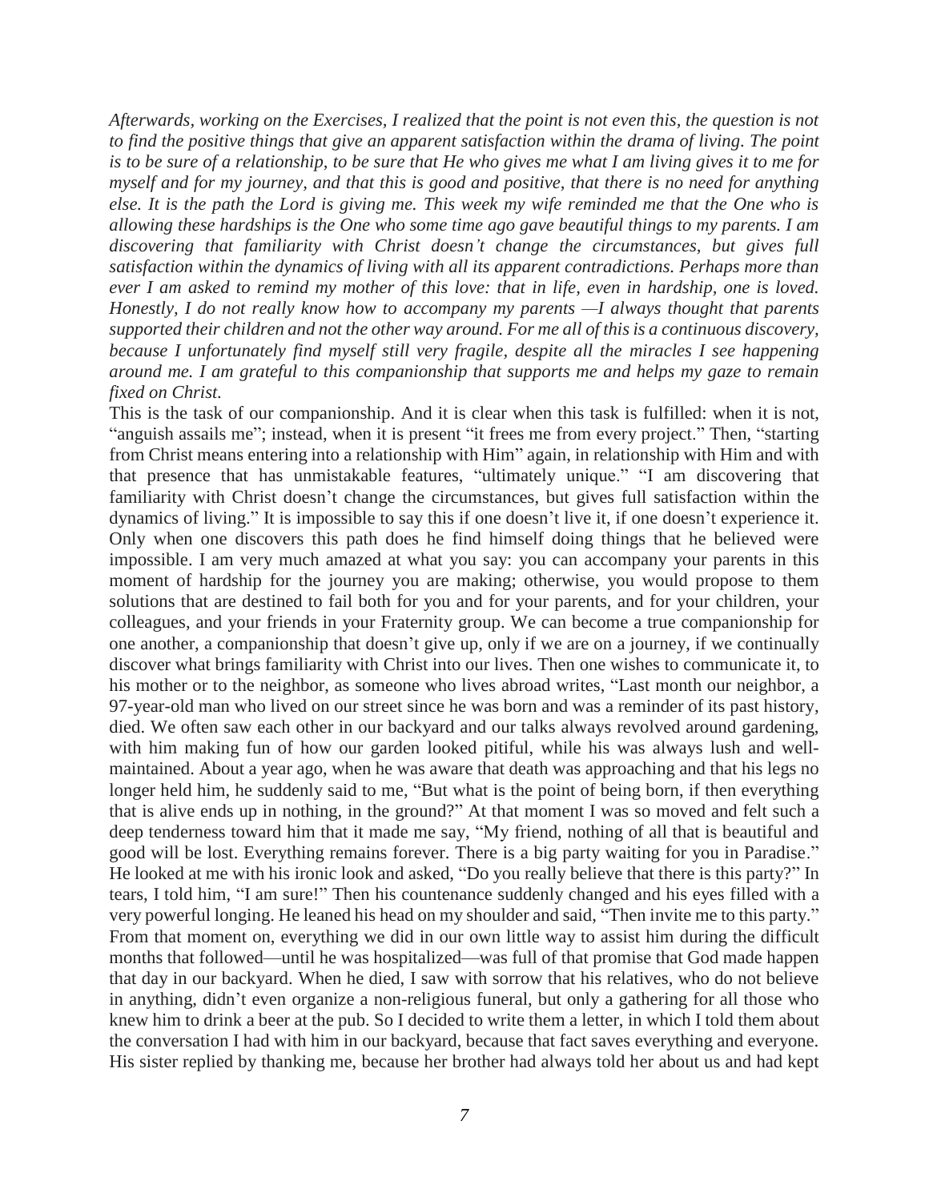*Afterwards, working on the Exercises, I realized that the point is not even this, the question is not to find the positive things that give an apparent satisfaction within the drama of living. The point is to be sure of a relationship, to be sure that He who gives me what I am living gives it to me for myself and for my journey, and that this is good and positive, that there is no need for anything else. It is the path the Lord is giving me. This week my wife reminded me that the One who is allowing these hardships is the One who some time ago gave beautiful things to my parents. I am discovering that familiarity with Christ doesn't change the circumstances, but gives full satisfaction within the dynamics of living with all its apparent contradictions. Perhaps more than ever I am asked to remind my mother of this love: that in life, even in hardship, one is loved. Honestly, I do not really know how to accompany my parents —I always thought that parents supported their children and not the other way around. For me all of this is a continuous discovery, because I unfortunately find myself still very fragile, despite all the miracles I see happening around me. I am grateful to this companionship that supports me and helps my gaze to remain fixed on Christ.*

This is the task of our companionship. And it is clear when this task is fulfilled: when it is not, "anguish assails me"; instead, when it is present "it frees me from every project." Then, "starting from Christ means entering into a relationship with Him" again, in relationship with Him and with that presence that has unmistakable features, "ultimately unique." "I am discovering that familiarity with Christ doesn't change the circumstances, but gives full satisfaction within the dynamics of living." It is impossible to say this if one doesn't live it, if one doesn't experience it. Only when one discovers this path does he find himself doing things that he believed were impossible. I am very much amazed at what you say: you can accompany your parents in this moment of hardship for the journey you are making; otherwise, you would propose to them solutions that are destined to fail both for you and for your parents, and for your children, your colleagues, and your friends in your Fraternity group. We can become a true companionship for one another, a companionship that doesn't give up, only if we are on a journey, if we continually discover what brings familiarity with Christ into our lives. Then one wishes to communicate it, to his mother or to the neighbor, as someone who lives abroad writes, "Last month our neighbor, a 97-year-old man who lived on our street since he was born and was a reminder of its past history, died. We often saw each other in our backyard and our talks always revolved around gardening, with him making fun of how our garden looked pitiful, while his was always lush and well-maintained. About a year ago, when he was aware that death was approaching and that his legs no longer held him, he suddenly said to me, "But what is the point of being born, if then everything that is alive ends up in nothing, in the ground?" At that moment I was so moved and felt such a deep tenderness toward him that it made me say, "My friend, nothing of all that is beautiful and good will be lost. Everything remains forever. There is a big party waiting for you in Paradise." He looked at me with his ironic look and asked, "Do you really believe that there is this party?" In tears, I told him, "I am sure!" Then his countenance suddenly changed and his eyes filled with a very powerful longing. He leaned his head on my shoulder and said, "Then invite me to this party." From that moment on, everything we did in our own little way to assist him during the difficult months that followed—until he was hospitalized—was full of that promise that God made happen that day in our backyard. When he died, I saw with sorrow that his relatives, who do not believe in anything, didn't even organize a non-religious funeral, but only a gathering for all those who knew him to drink a beer at the pub. So I decided to write them a letter, in which I told them about the conversation I had with him in our backyard, because that fact saves everything and everyone. His sister replied by thanking me, because her brother had always told her about us and had kept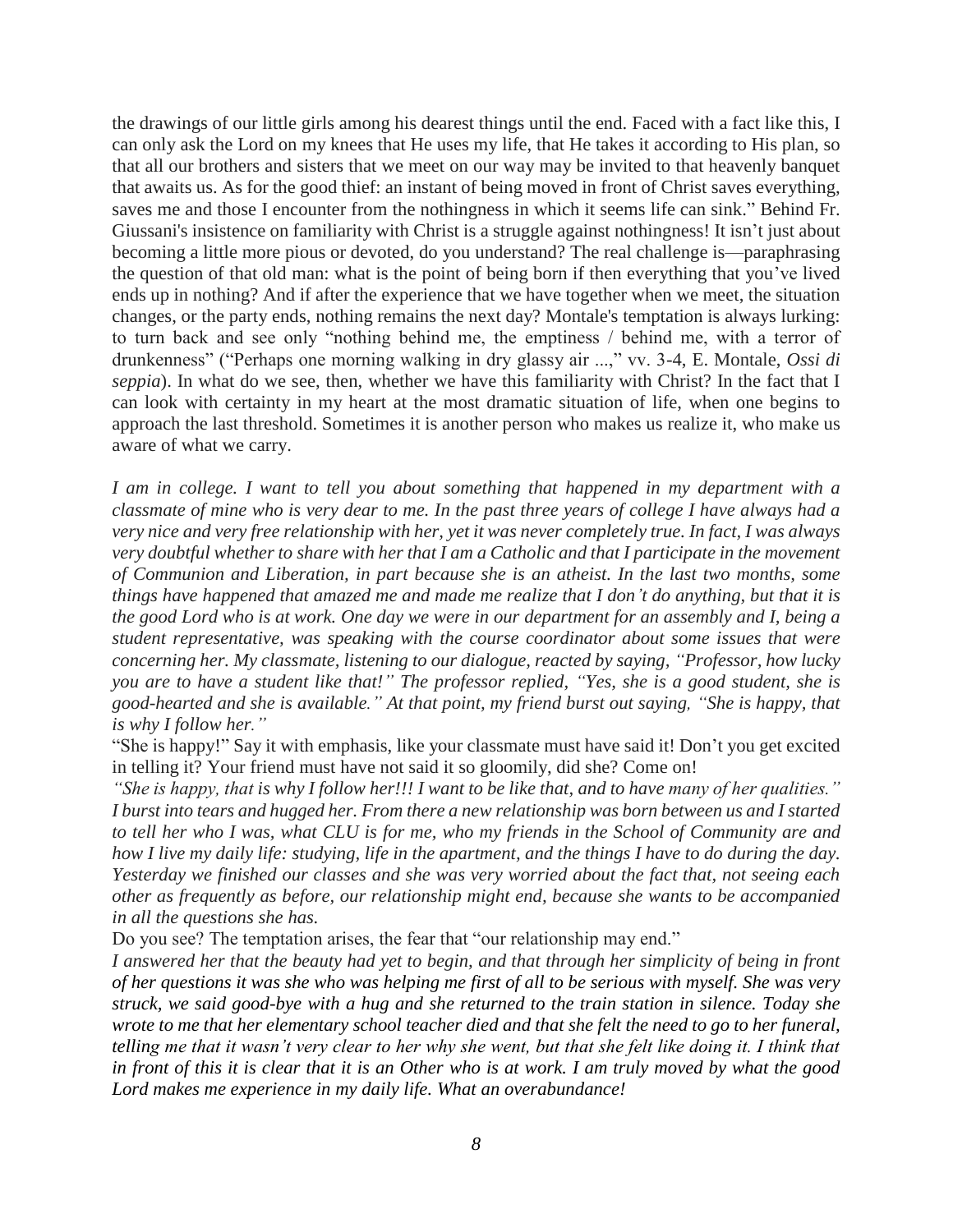the drawings of our little girls among his dearest things until the end. Faced with a fact like this, I can only ask the Lord on my knees that He uses my life, that He takes it according to His plan, so that all our brothers and sisters that we meet on our way may be invited to that heavenly banquet that awaits us. As for the good thief: an instant of being moved in front of Christ saves everything, saves me and those I encounter from the nothingness in which it seems life can sink." Behind Fr. Giussani's insistence on familiarity with Christ is a struggle against nothingness! It isn't just about becoming a little more pious or devoted, do you understand? The real challenge is—paraphrasing the question of that old man: what is the point of being born if then everything that you've lived ends up in nothing? And if after the experience that we have together when we meet, the situation changes, or the party ends, nothing remains the next day? Montale's temptation is always lurking: to turn back and see only "nothing behind me, the emptiness / behind me, with a terror of drunkenness" ("Perhaps one morning walking in dry glassy air ...," vv. 3-4, E. Montale, *Ossi di seppia*). In what do we see, then, whether we have this familiarity with Christ? In the fact that I can look with certainty in my heart at the most dramatic situation of life, when one begins to approach the last threshold. Sometimes it is another person who makes us realize it, who make us aware of what we carry.

*I am in college. I want to tell you about something that happened in my department with a classmate of mine who is very dear to me. In the past three years of college I have always had a very nice and very free relationship with her, yet it was never completely true. In fact, I was always very doubtful whether to share with her that I am a Catholic and that I participate in the movement of Communion and Liberation, in part because she is an atheist. In the last two months, some things have happened that amazed me and made me realize that I don't do anything, but that it is the good Lord who is at work. One day we were in our department for an assembly and I, being a student representative, was speaking with the course coordinator about some issues that were concerning her. My classmate, listening to our dialogue, reacted by saying, "Professor, how lucky you are to have a student like that!" The professor replied, "Yes, she is a good student, she is good-hearted and she is available." At that point, my friend burst out saying, "She is happy, that is why I follow her."*

"She is happy!" Say it with emphasis, like your classmate must have said it! Don't you get excited in telling it? Your friend must have not said it so gloomily, did she? Come on!

*"She is happy, that is why I follow her!!! I want to be like that, and to have many of her qualities." I burst into tears and hugged her. From there a new relationship was born between us and I started to tell her who I was, what CLU is for me, who my friends in the School of Community are and how I live my daily life: studying, life in the apartment, and the things I have to do during the day. Yesterday we finished our classes and she was very worried about the fact that, not seeing each other as frequently as before, our relationship might end, because she wants to be accompanied in all the questions she has.*

Do you see? The temptation arises, the fear that "our relationship may end."

*I answered her that the beauty had yet to begin, and that through her simplicity of being in front of her questions it was she who was helping me first of all to be serious with myself. She was very struck, we said good-bye with a hug and she returned to the train station in silence. Today she wrote to me that her elementary school teacher died and that she felt the need to go to her funeral, telling me that it wasn't very clear to her why she went, but that she felt like doing it. I think that in front of this it is clear that it is an Other who is at work. I am truly moved by what the good Lord makes me experience in my daily life. What an overabundance!*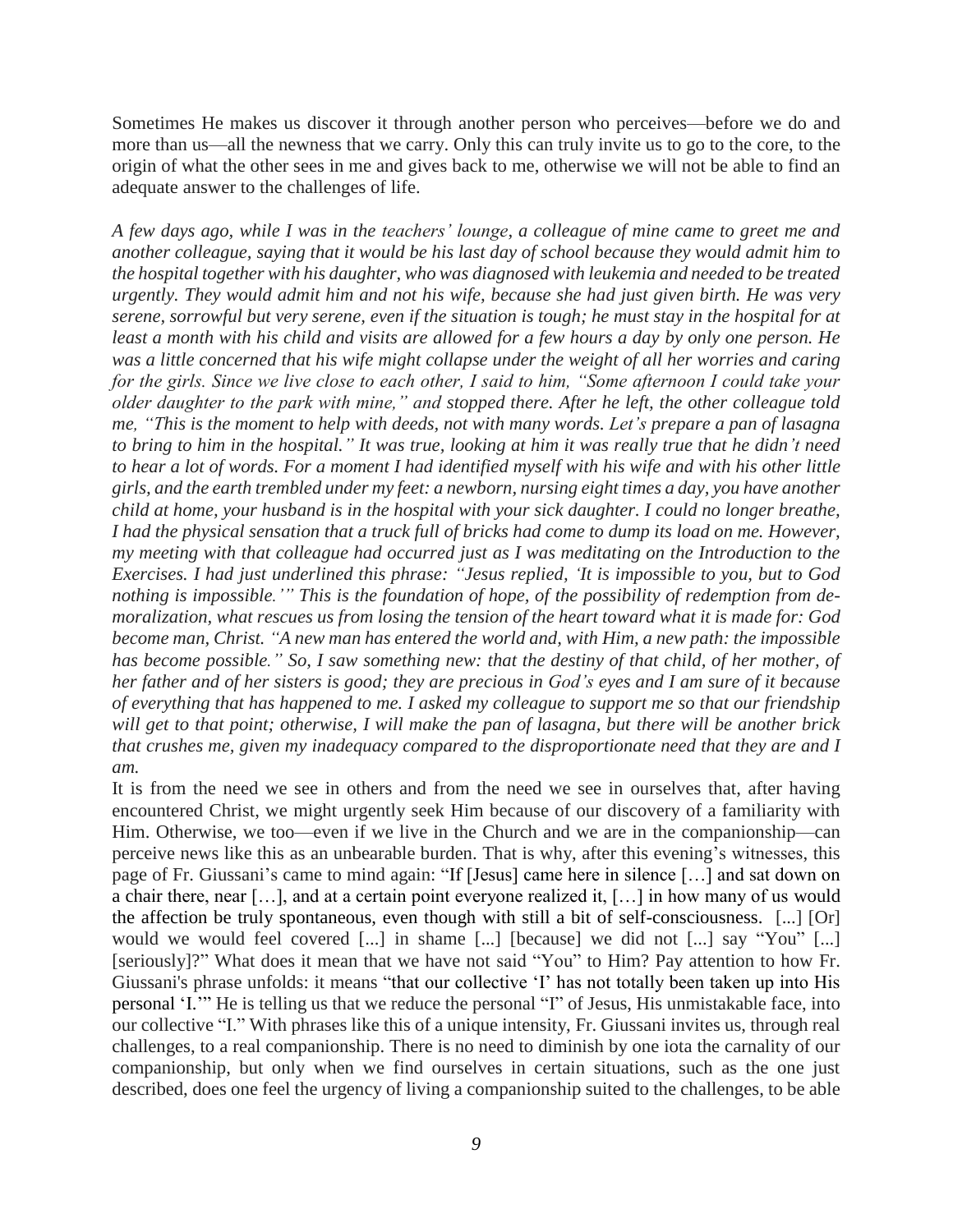Sometimes He makes us discover it through another person who perceives—before we do and more than us—all the newness that we carry. Only this can truly invite us to go to the core, to the origin of what the other sees in me and gives back to me, otherwise we will not be able to find an adequate answer to the challenges of life.

*A few days ago, while I was in the teachers' lounge, a colleague of mine came to greet me and another colleague, saying that it would be his last day of school because they would admit him to the hospital together with his daughter, who was diagnosed with leukemia and needed to be treated urgently. They would admit him and not his wife, because she had just given birth. He was very serene, sorrowful but very serene, even if the situation is tough; he must stay in the hospital for at least a month with his child and visits are allowed for a few hours a day by only one person. He was a little concerned that his wife might collapse under the weight of all her worries and caring for the girls. Since we live close to each other, I said to him, "Some afternoon I could take your older daughter to the park with mine," and stopped there. After he left, the other colleague told me, "This is the moment to help with deeds, not with many words. Let's prepare a pan of lasagna to bring to him in the hospital." It was true, looking at him it was really true that he didn't need to hear a lot of words. For a moment I had identified myself with his wife and with his other little girls, and the earth trembled under my feet: a newborn, nursing eight times a day, you have another child at home, your husband is in the hospital with your sick daughter. I could no longer breathe, I had the physical sensation that a truck full of bricks had come to dump its load on me. However, my meeting with that colleague had occurred just as I was meditating on the Introduction to the Exercises. I had just underlined this phrase: "Jesus replied, 'It is impossible to you, but to God nothing is impossible.'" This is the foundation of hope, of the possibility of redemption from demoralization, what rescues us from losing the tension of the heart toward what it is made for: God become man, Christ. "A new man has entered the world and, with Him, a new path: the impossible has become possible." So, I saw something new: that the destiny of that child, of her mother, of her father and of her sisters is good; they are precious in God's eyes and I am sure of it because of everything that has happened to me. I asked my colleague to support me so that our friendship will get to that point; otherwise, I will make the pan of lasagna, but there will be another brick that crushes me, given my inadequacy compared to the disproportionate need that they are and I am.*

It is from the need we see in others and from the need we see in ourselves that, after having encountered Christ, we might urgently seek Him because of our discovery of a familiarity with Him. Otherwise, we too—even if we live in the Church and we are in the companionship—can perceive news like this as an unbearable burden. That is why, after this evening's witnesses, this page of Fr. Giussani's came to mind again: "If [Jesus] came here in silence […] and sat down on a chair there, near […], and at a certain point everyone realized it, […] in how many of us would the affection be truly spontaneous, even though with still a bit of self-consciousness. [...] [Or] would we would feel covered [...] in shame [...] [because] we did not [...] say "You" [...] [seriously]?" What does it mean that we have not said "You" to Him? Pay attention to how Fr. Giussani's phrase unfolds: it means "that our collective 'I' has not totally been taken up into His personal 'I.'" He is telling us that we reduce the personal "I" of Jesus, His unmistakable face, into our collective "I." With phrases like this of a unique intensity, Fr. Giussani invites us, through real challenges, to a real companionship. There is no need to diminish by one iota the carnality of our companionship, but only when we find ourselves in certain situations, such as the one just described, does one feel the urgency of living a companionship suited to the challenges, to be able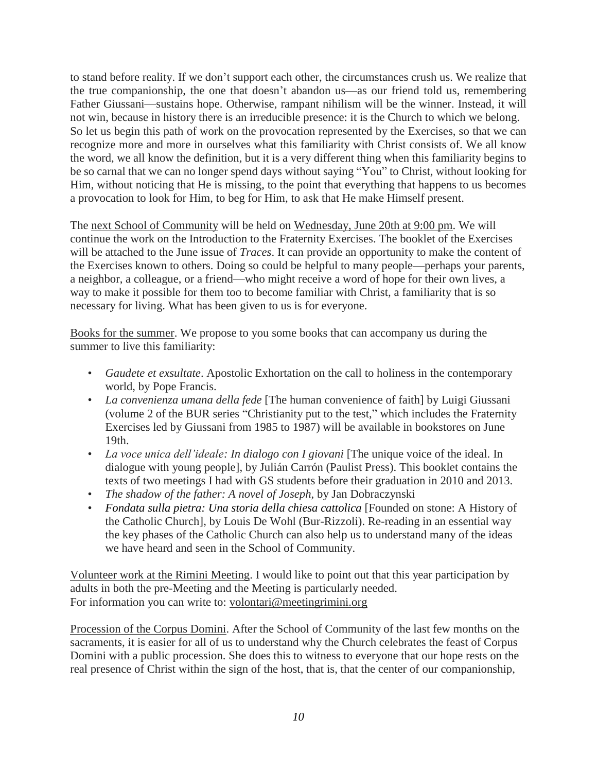to stand before reality. If we don't support each other, the circumstances crush us. We realize that the true companionship, the one that doesn't abandon us—as our friend told us, remembering Father Giussani—sustains hope. Otherwise, rampant nihilism will be the winner. Instead, it will not win, because in history there is an irreducible presence: it is the Church to which we belong. So let us begin this path of work on the provocation represented by the Exercises, so that we can recognize more and more in ourselves what this familiarity with Christ consists of. We all know the word, we all know the definition, but it is a very different thing when this familiarity begins to be so carnal that we can no longer spend days without saying "You" to Christ, without looking for Him, without noticing that He is missing, to the point that everything that happens to us becomes a provocation to look for Him, to beg for Him, to ask that He make Himself present.

The <u>next School of Community</u> will be held on <u>Wednesday, June 20th at 9:00 pm</u>. We will continue the work on the Introduction to the Fraternity Exercises. The booklet of the Exercises will be attached to the June issue of *Traces*. It can provide an opportunity to make the content of the Exercises known to others. Doing so could be helpful to many people—perhaps your parents, a neighbor, a colleague, or a friend—who might receive a word of hope for their own lives, a way to make it possible for them too to become familiar with Christ, a familiarity that is so necessary for living. What has been given to us is for everyone.

<u>Books for the summer</u>. We propose to you some books that can accompany us during the summer to live this familiarity:

- *Gaudete et exsultate*. Apostolic Exhortation on the call to holiness in the contemporary world, by Pope Francis.
- *La convenienza umana della fede* [The human convenience of faith] by Luigi Giussani (volume 2 of the BUR series "Christianity put to the test," which includes the Fraternity Exercises led by Giussani from 1985 to 1987) will be available in bookstores on June 19th.
- *La voce unica dell'ideale: In dialogo con I giovani* [The unique voice of the ideal. In dialogue with young people], by Julián Carrón (Paulist Press). This booklet contains the texts of two meetings I had with GS students before their graduation in 2010 and 2013.
- *The shadow of the father: A novel of Joseph*, by Jan Dobraczynski
- *Fondata sulla pietra: Una storia della chiesa cattolica* [Founded on stone: A History of the Catholic Church], by Louis De Wohl (Bur-Rizzoli). Re-reading in an essential way the key phases of the Catholic Church can also help us to understand many of the ideas we have heard and seen in the School of Community.

<u>Volunteer work at the Rimini Meeting</u>. I would like to point out that this year participation by adults in both the pre-Meeting and the Meeting is particularly needed.
For information you can write to: <u>volontari@meetingrimini.org</u>

<u>Procession of the Corpus Domini</u>. After the School of Community of the last few months on the sacraments, it is easier for all of us to understand why the Church celebrates the feast of Corpus Domini with a public procession. She does this to witness to everyone that our hope rests on the real presence of Christ within the sign of the host, that is, that the center of our companionship,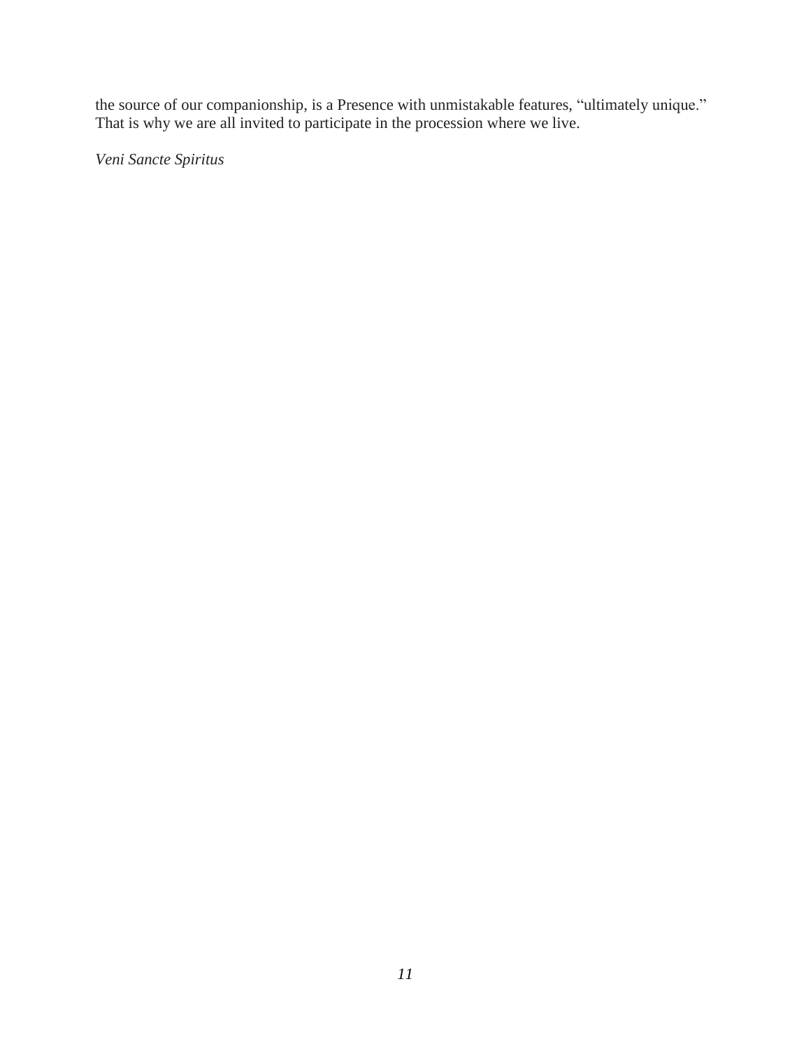the source of our companionship, is a Presence with unmistakable features, "ultimately unique." That is why we are all invited to participate in the procession where we live.

*Veni Sancte Spiritus*